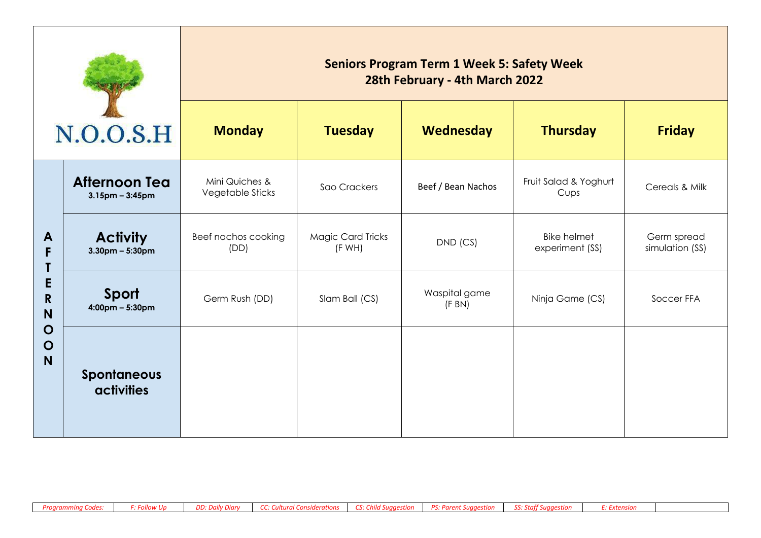# Seniors Program Term 1 Week 5: Safety Week

## 28th February - 4th March 2022

N.O.O.S.H

| | | Monday | Tuesday | Wednesday | Thursday | Friday |
|---|---|---|---|---|---|---|
| AFTERNOON | **Afternoon Tea** 3.15pm – 3:45pm | Mini Quiches & Vegetable Sticks | Sao Crackers | Beef / Bean Nachos | Fruit Salad & Yoghurt Cups | Cereals & Milk |
| | **Activity** 3.30pm – 5:30pm | Beef nachos cooking (DD) | Magic Card Tricks (F WH) | DND (CS) | Bike helmet experiment (SS) | Germ spread simulation (SS) |
| | **Sport** 4:00pm – 5:30pm | Germ Rush (DD) | Slam Ball (CS) | Waspital game (F BN) | Ninja Game (CS) | Soccer FFA |
| | **Spontaneous activities** | | | | | |

| *Programming Codes:* | *F: Follow Up* | *DD: Daily Diary* | *CC: Cultural Considerations* | *CS: Child Suggestion* | *PS: Parent Suggestion* | *SS: Staff Suggestion* | *E: Extension* | |
|---|---|---|---|---|---|---|---|---|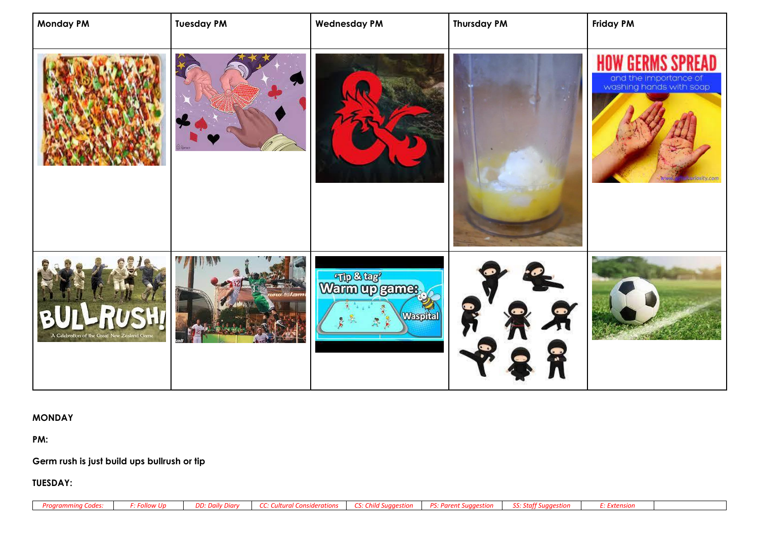| Monday PM | Tuesday PM | Wednesday PM | Thursday PM | Friday PM |
|---|---|---|---|---|
| | | | | HOW GERMS SPREAD and the importance of washing hands with soap |
| BULLRUSH! A Celebration of the Great New Zealand Game | | 'Tip & tag' Warm up game: Waspital | | |

**MONDAY**

**PM:**

**Germ rush is just build ups bullrush or tip**

**TUESDAY:**

| *Programming Codes:* | *F: Follow Up* | *DD: Daily Diary* | *CC: Cultural Considerations* | *CS: Child Suggestion* | *PS: Parent Suggestion* | *SS: Staff Suggestion* | *E: Extension* | |
|---|---|---|---|---|---|---|---|---|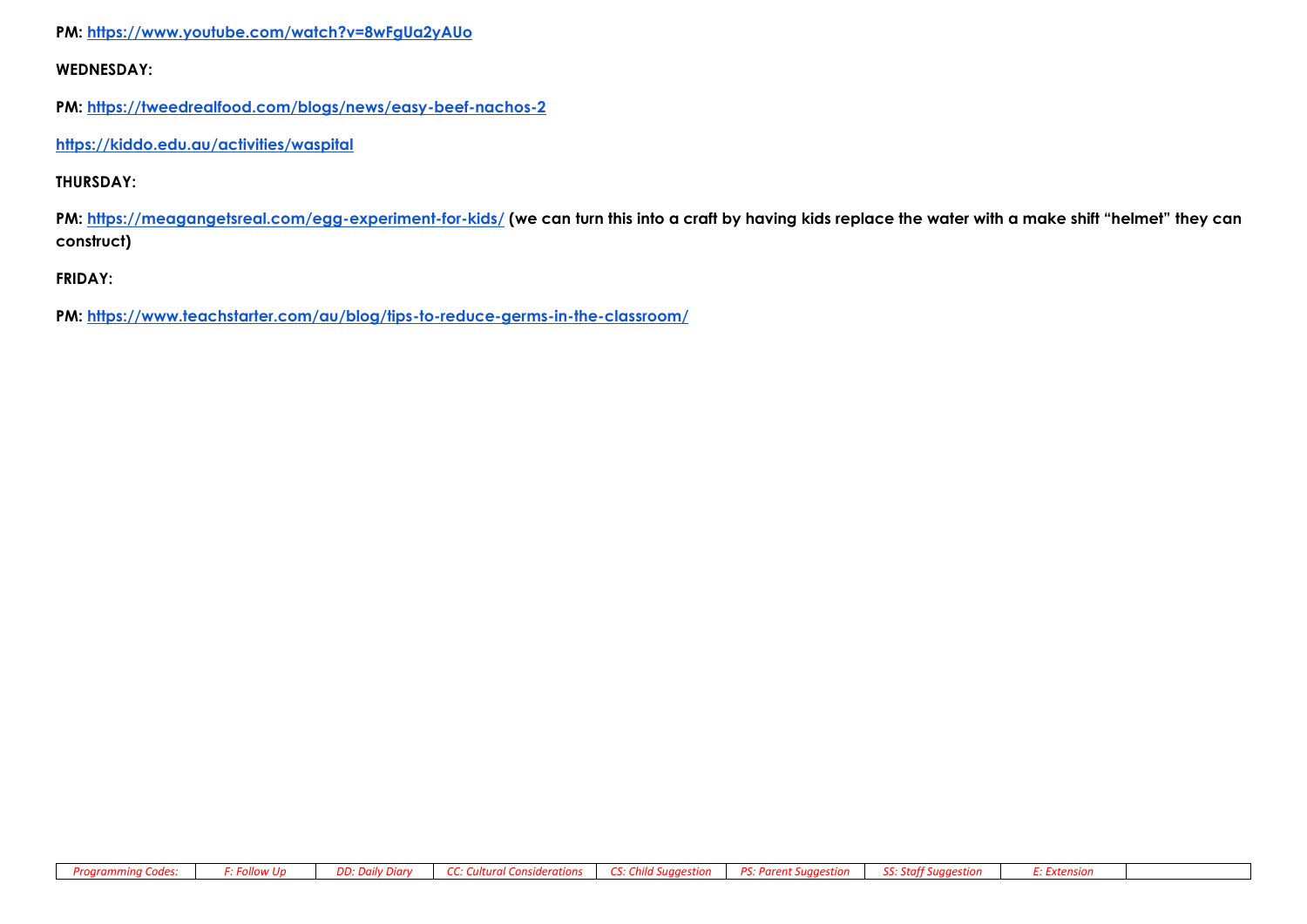**PM: https://www.youtube.com/watch?v=8wFgUa2yAUo**

**WEDNESDAY:**

**PM: https://tweedrealfood.com/blogs/news/easy-beef-nachos-2**

**https://kiddo.edu.au/activities/waspital**

**THURSDAY:**

**PM: https://meagangetsreal.com/egg-experiment-for-kids/ (we can turn this into a craft by having kids replace the water with a make shift "helmet" they can construct)**

**FRIDAY:**

**PM: https://www.teachstarter.com/au/blog/tips-to-reduce-germs-in-the-classroom/**

| | | | | | | | | |
|---|---|---|---|---|---|---|---|---|
| *Programming Codes:* | *F: Follow Up* | *DD: Daily Diary* | *CC: Cultural Considerations* | *CS: Child Suggestion* | *PS: Parent Suggestion* | *SS: Staff Suggestion* | *E: Extension* | |